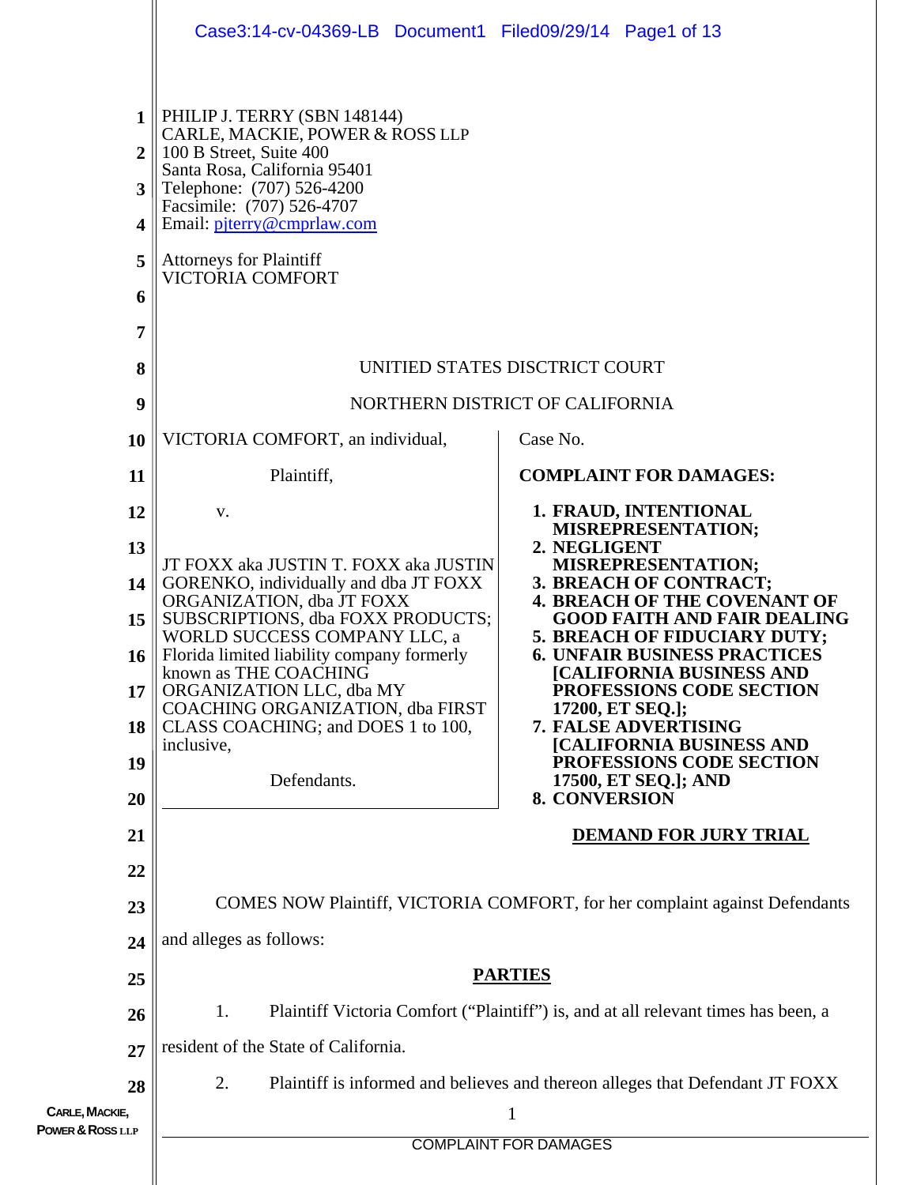PHILIP J. TERRY (SBN 148144)
CARLE, MACKIE, POWER & ROSS LLP
100 B Street, Suite 400
Santa Rosa, California 95401
Telephone: (707) 526-4200
Facsimile: (707) 526-4707
Email: pjterry@cmprlaw.com

Attorneys for Plaintiff
VICTORIA COMFORT

UNITIED STATES DISCTRICT COURT

NORTHERN DISTRICT OF CALIFORNIA

VICTORIA COMFORT, an individual,

Plaintiff,

v.

JT FOXX aka JUSTIN T. FOXX aka JUSTIN GORENKO, individually and dba JT FOXX ORGANIZATION, dba JT FOXX SUBSCRIPTIONS, dba FOXX PRODUCTS; WORLD SUCCESS COMPANY LLC, a Florida limited liability company formerly known as THE COACHING ORGANIZATION LLC, dba MY COACHING ORGANIZATION, dba FIRST CLASS COACHING; and DOES 1 to 100, inclusive,

Defendants.

Case No.

**COMPLAINT FOR DAMAGES:**

1. **FRAUD, INTENTIONAL MISREPRESENTATION;**
2. **NEGLIGENT MISREPRESENTATION;**
3. **BREACH OF CONTRACT;**
4. **BREACH OF THE COVENANT OF GOOD FAITH AND FAIR DEALING**
5. **BREACH OF FIDUCIARY DUTY;**
6. **UNFAIR BUSINESS PRACTICES [CALIFORNIA BUSINESS AND PROFESSIONS CODE SECTION 17200, ET SEQ.];**
7. **FALSE ADVERTISING [CALIFORNIA BUSINESS AND PROFESSIONS CODE SECTION 17500, ET SEQ.]; AND**
8. **CONVERSION**

**DEMAND FOR JURY TRIAL**

COMES NOW Plaintiff, VICTORIA COMFORT, for her complaint against Defendants and alleges as follows:

## PARTIES

1. Plaintiff Victoria Comfort ("Plaintiff") is, and at all relevant times has been, a resident of the State of California.

2. Plaintiff is informed and believes and thereon alleges that Defendant JT FOXX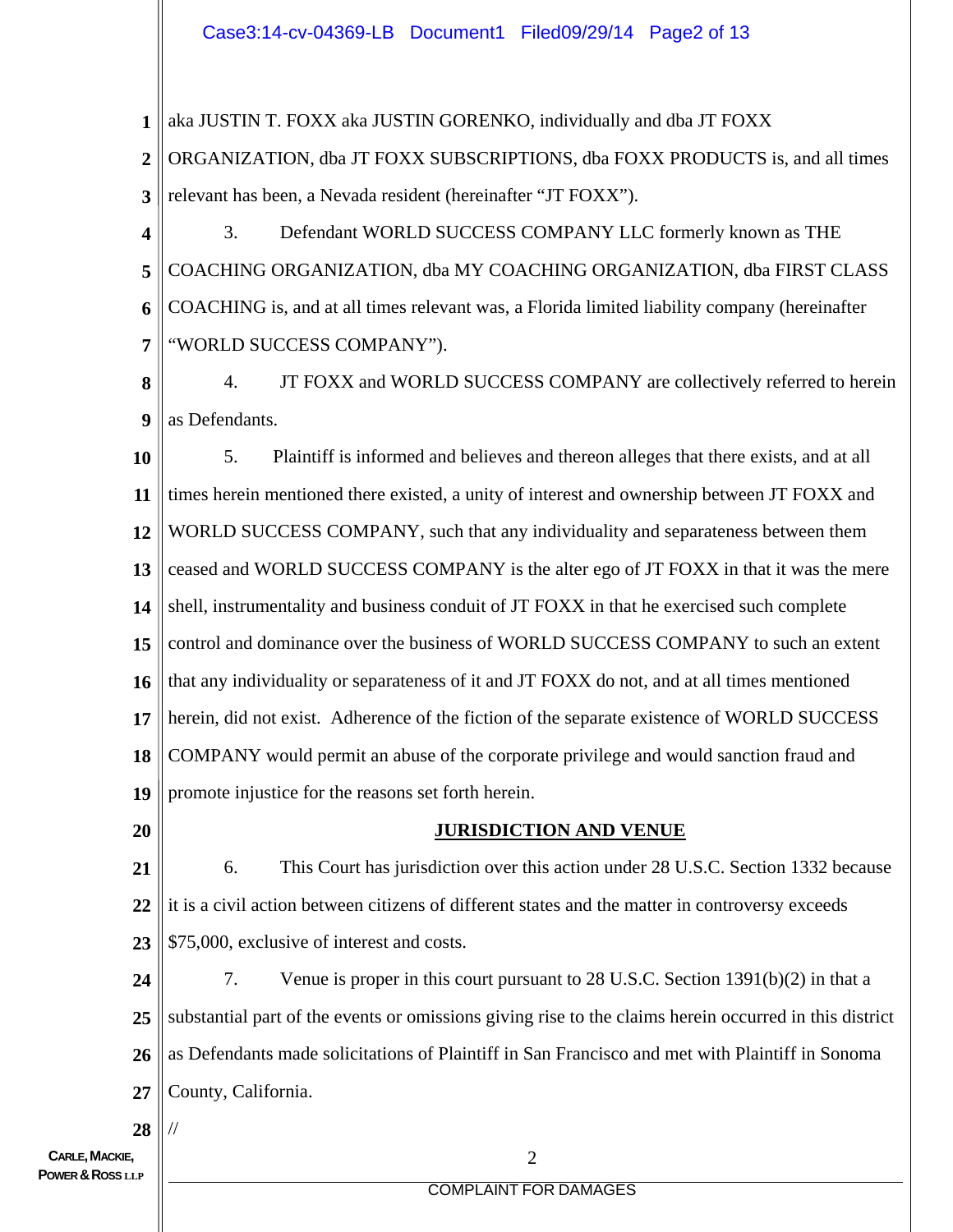aka JUSTIN T. FOXX aka JUSTIN GORENKO, individually and dba JT FOXX ORGANIZATION, dba JT FOXX SUBSCRIPTIONS, dba FOXX PRODUCTS is, and all times relevant has been, a Nevada resident (hereinafter "JT FOXX").

3. Defendant WORLD SUCCESS COMPANY LLC formerly known as THE COACHING ORGANIZATION, dba MY COACHING ORGANIZATION, dba FIRST CLASS COACHING is, and at all times relevant was, a Florida limited liability company (hereinafter "WORLD SUCCESS COMPANY").

4. JT FOXX and WORLD SUCCESS COMPANY are collectively referred to herein as Defendants.

5. Plaintiff is informed and believes and thereon alleges that there exists, and at all times herein mentioned there existed, a unity of interest and ownership between JT FOXX and WORLD SUCCESS COMPANY, such that any individuality and separateness between them ceased and WORLD SUCCESS COMPANY is the alter ego of JT FOXX in that it was the mere shell, instrumentality and business conduit of JT FOXX in that he exercised such complete control and dominance over the business of WORLD SUCCESS COMPANY to such an extent that any individuality or separateness of it and JT FOXX do not, and at all times mentioned herein, did not exist. Adherence of the fiction of the separate existence of WORLD SUCCESS COMPANY would permit an abuse of the corporate privilege and would sanction fraud and promote injustice for the reasons set forth herein.

## JURISDICTION AND VENUE

6. This Court has jurisdiction over this action under 28 U.S.C. Section 1332 because it is a civil action between citizens of different states and the matter in controversy exceeds $75,000, exclusive of interest and costs.

7. Venue is proper in this court pursuant to 28 U.S.C. Section 1391(b)(2) in that a substantial part of the events or omissions giving rise to the claims herein occurred in this district as Defendants made solicitations of Plaintiff in San Francisco and met with Plaintiff in Sonoma County, California.

//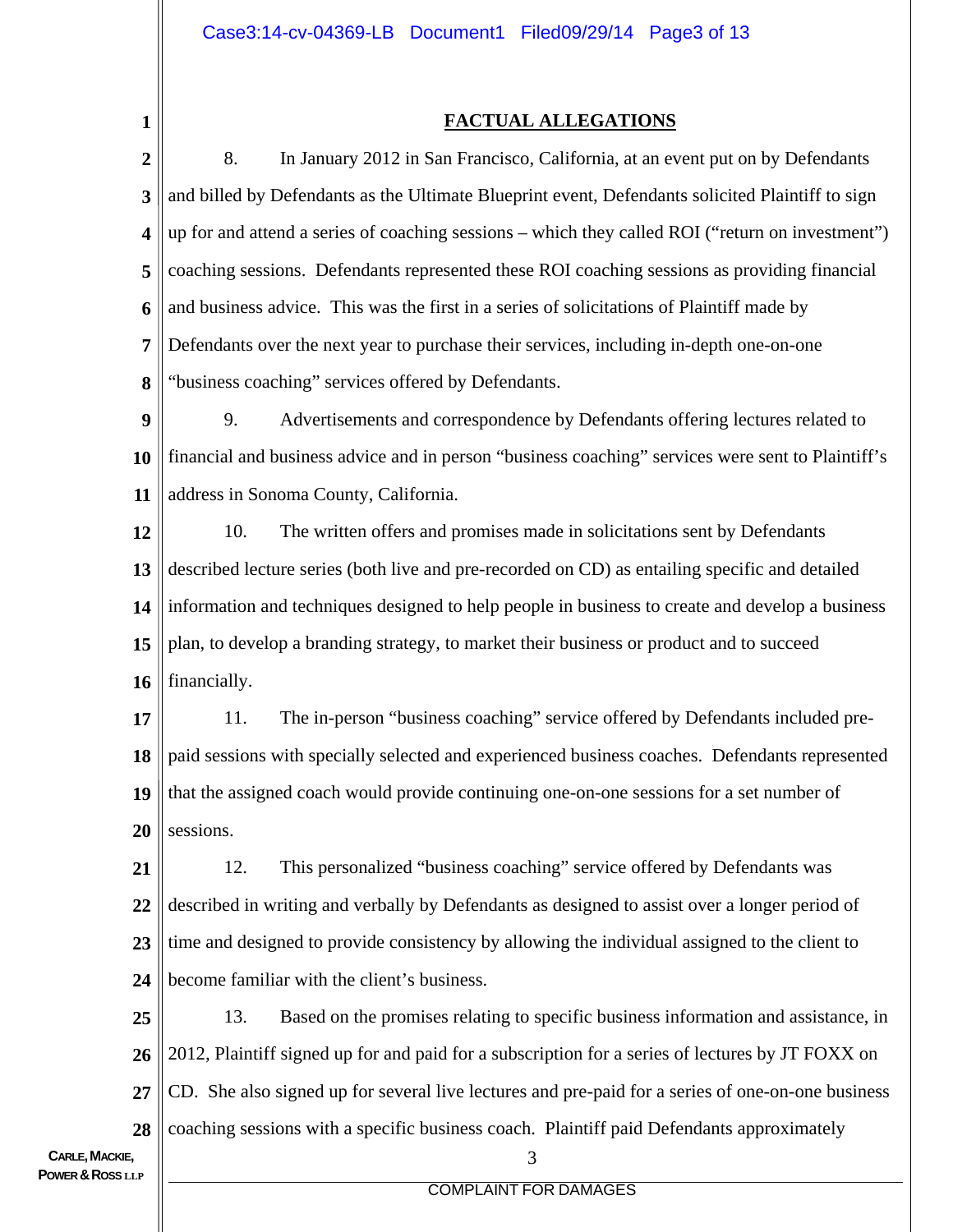## FACTUAL ALLEGATIONS

8. In January 2012 in San Francisco, California, at an event put on by Defendants and billed by Defendants as the Ultimate Blueprint event, Defendants solicited Plaintiff to sign up for and attend a series of coaching sessions – which they called ROI ("return on investment") coaching sessions. Defendants represented these ROI coaching sessions as providing financial and business advice. This was the first in a series of solicitations of Plaintiff made by Defendants over the next year to purchase their services, including in-depth one-on-one "business coaching" services offered by Defendants.

9. Advertisements and correspondence by Defendants offering lectures related to financial and business advice and in person "business coaching" services were sent to Plaintiff's address in Sonoma County, California.

10. The written offers and promises made in solicitations sent by Defendants described lecture series (both live and pre-recorded on CD) as entailing specific and detailed information and techniques designed to help people in business to create and develop a business plan, to develop a branding strategy, to market their business or product and to succeed financially.

11. The in-person "business coaching" service offered by Defendants included pre-paid sessions with specially selected and experienced business coaches. Defendants represented that the assigned coach would provide continuing one-on-one sessions for a set number of sessions.

12. This personalized "business coaching" service offered by Defendants was described in writing and verbally by Defendants as designed to assist over a longer period of time and designed to provide consistency by allowing the individual assigned to the client to become familiar with the client's business.

13. Based on the promises relating to specific business information and assistance, in 2012, Plaintiff signed up for and paid for a subscription for a series of lectures by JT FOXX on CD. She also signed up for several live lectures and pre-paid for a series of one-on-one business coaching sessions with a specific business coach. Plaintiff paid Defendants approximately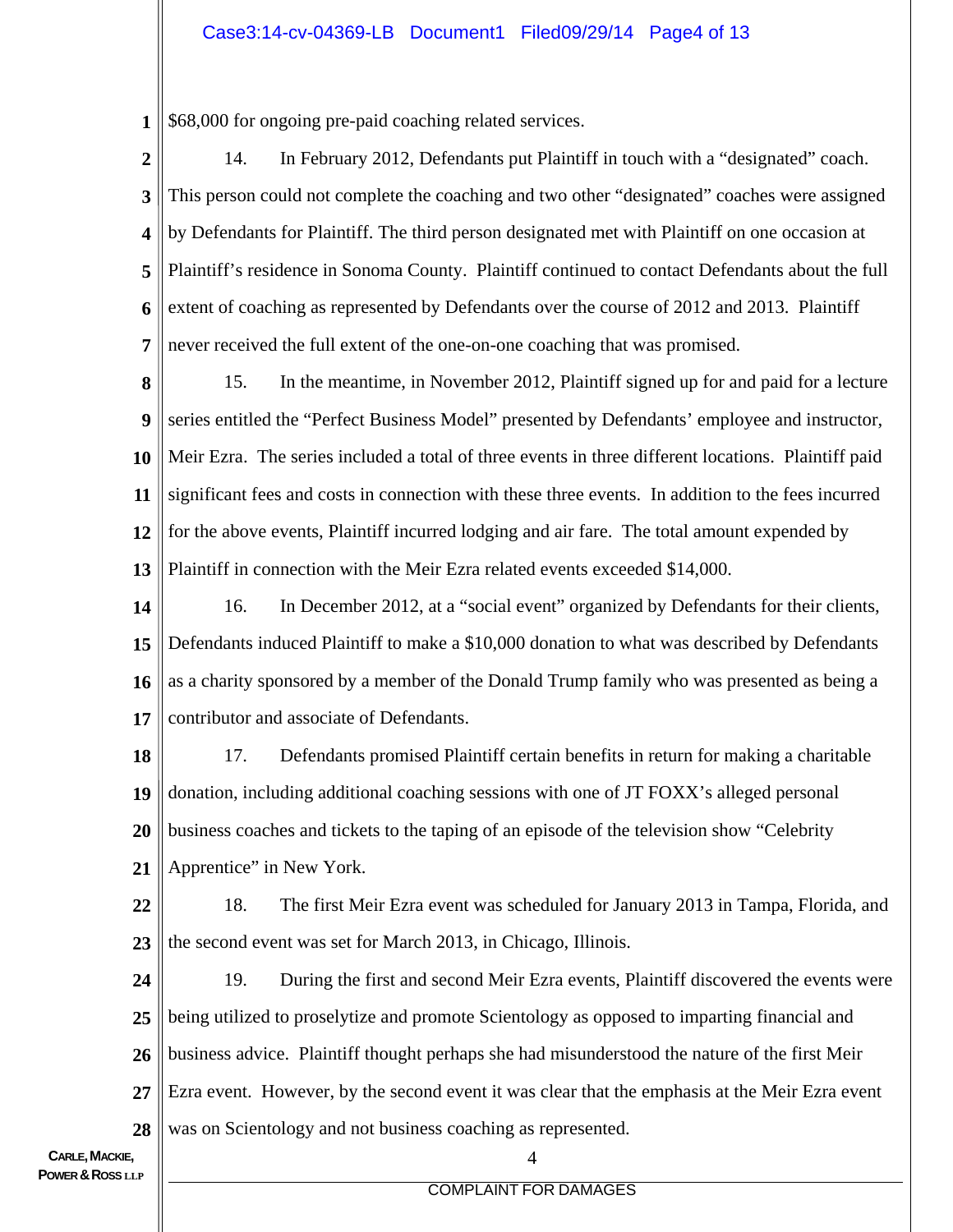$68,000 for ongoing pre-paid coaching related services.

14. In February 2012, Defendants put Plaintiff in touch with a "designated" coach. This person could not complete the coaching and two other "designated" coaches were assigned by Defendants for Plaintiff. The third person designated met with Plaintiff on one occasion at Plaintiff's residence in Sonoma County. Plaintiff continued to contact Defendants about the full extent of coaching as represented by Defendants over the course of 2012 and 2013. Plaintiff never received the full extent of the one-on-one coaching that was promised.

15. In the meantime, in November 2012, Plaintiff signed up for and paid for a lecture series entitled the "Perfect Business Model" presented by Defendants' employee and instructor, Meir Ezra. The series included a total of three events in three different locations. Plaintiff paid significant fees and costs in connection with these three events. In addition to the fees incurred for the above events, Plaintiff incurred lodging and air fare. The total amount expended by Plaintiff in connection with the Meir Ezra related events exceeded $14,000.

16. In December 2012, at a "social event" organized by Defendants for their clients, Defendants induced Plaintiff to make a $10,000 donation to what was described by Defendants as a charity sponsored by a member of the Donald Trump family who was presented as being a contributor and associate of Defendants.

17. Defendants promised Plaintiff certain benefits in return for making a charitable donation, including additional coaching sessions with one of JT FOXX's alleged personal business coaches and tickets to the taping of an episode of the television show "Celebrity Apprentice" in New York.

18. The first Meir Ezra event was scheduled for January 2013 in Tampa, Florida, and the second event was set for March 2013, in Chicago, Illinois.

19. During the first and second Meir Ezra events, Plaintiff discovered the events were being utilized to proselytize and promote Scientology as opposed to imparting financial and business advice. Plaintiff thought perhaps she had misunderstood the nature of the first Meir Ezra event. However, by the second event it was clear that the emphasis at the Meir Ezra event was on Scientology and not business coaching as represented.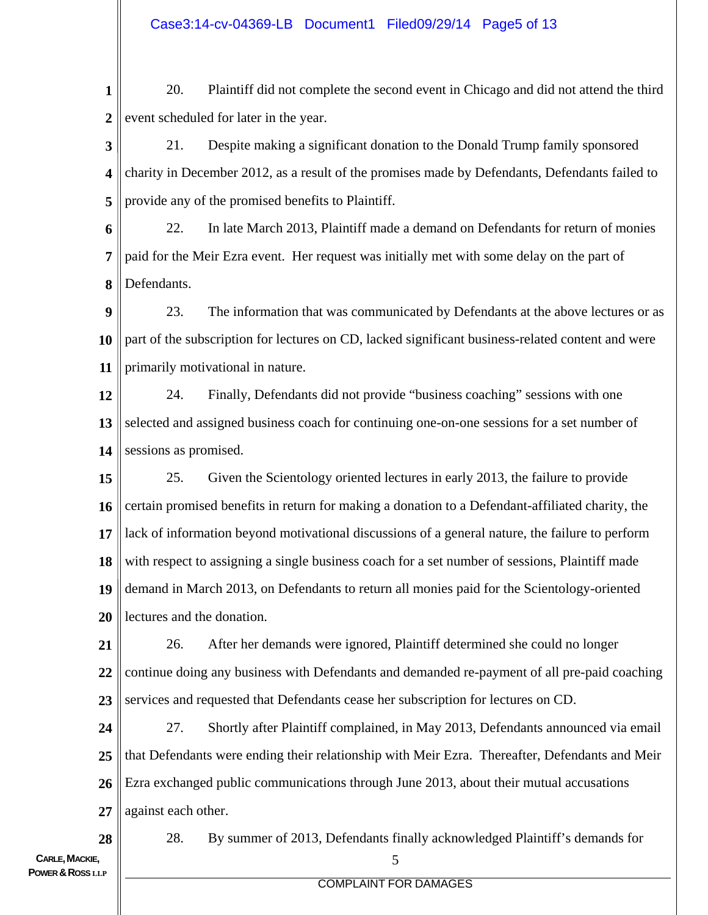20. Plaintiff did not complete the second event in Chicago and did not attend the third event scheduled for later in the year.

21. Despite making a significant donation to the Donald Trump family sponsored charity in December 2012, as a result of the promises made by Defendants, Defendants failed to provide any of the promised benefits to Plaintiff.

22. In late March 2013, Plaintiff made a demand on Defendants for return of monies paid for the Meir Ezra event. Her request was initially met with some delay on the part of Defendants.

23. The information that was communicated by Defendants at the above lectures or as part of the subscription for lectures on CD, lacked significant business-related content and were primarily motivational in nature.

24. Finally, Defendants did not provide "business coaching" sessions with one selected and assigned business coach for continuing one-on-one sessions for a set number of sessions as promised.

25. Given the Scientology oriented lectures in early 2013, the failure to provide certain promised benefits in return for making a donation to a Defendant-affiliated charity, the lack of information beyond motivational discussions of a general nature, the failure to perform with respect to assigning a single business coach for a set number of sessions, Plaintiff made demand in March 2013, on Defendants to return all monies paid for the Scientology-oriented lectures and the donation.

26. After her demands were ignored, Plaintiff determined she could no longer continue doing any business with Defendants and demanded re-payment of all pre-paid coaching services and requested that Defendants cease her subscription for lectures on CD.

27. Shortly after Plaintiff complained, in May 2013, Defendants announced via email that Defendants were ending their relationship with Meir Ezra. Thereafter, Defendants and Meir Ezra exchanged public communications through June 2013, about their mutual accusations against each other.

28. By summer of 2013, Defendants finally acknowledged Plaintiff's demands for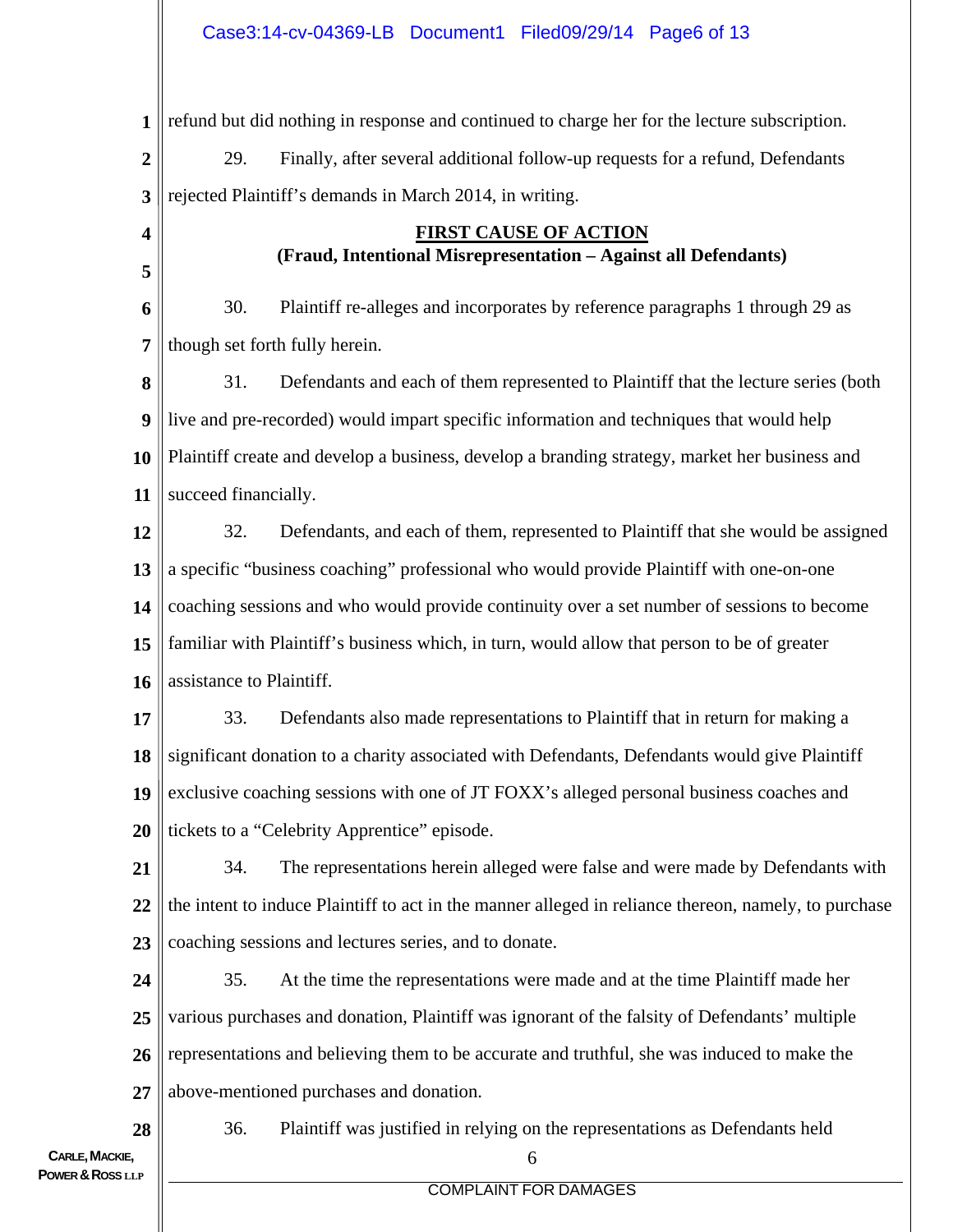refund but did nothing in response and continued to charge her for the lecture subscription.

29. Finally, after several additional follow-up requests for a refund, Defendants rejected Plaintiff's demands in March 2014, in writing.

## FIRST CAUSE OF ACTION

**(Fraud, Intentional Misrepresentation – Against all Defendants)**

30. Plaintiff re-alleges and incorporates by reference paragraphs 1 through 29 as though set forth fully herein.

31. Defendants and each of them represented to Plaintiff that the lecture series (both live and pre-recorded) would impart specific information and techniques that would help Plaintiff create and develop a business, develop a branding strategy, market her business and succeed financially.

32. Defendants, and each of them, represented to Plaintiff that she would be assigned a specific "business coaching" professional who would provide Plaintiff with one-on-one coaching sessions and who would provide continuity over a set number of sessions to become familiar with Plaintiff's business which, in turn, would allow that person to be of greater assistance to Plaintiff.

33. Defendants also made representations to Plaintiff that in return for making a significant donation to a charity associated with Defendants, Defendants would give Plaintiff exclusive coaching sessions with one of JT FOXX's alleged personal business coaches and tickets to a "Celebrity Apprentice" episode.

34. The representations herein alleged were false and were made by Defendants with the intent to induce Plaintiff to act in the manner alleged in reliance thereon, namely, to purchase coaching sessions and lectures series, and to donate.

35. At the time the representations were made and at the time Plaintiff made her various purchases and donation, Plaintiff was ignorant of the falsity of Defendants' multiple representations and believing them to be accurate and truthful, she was induced to make the above-mentioned purchases and donation.

36. Plaintiff was justified in relying on the representations as Defendants held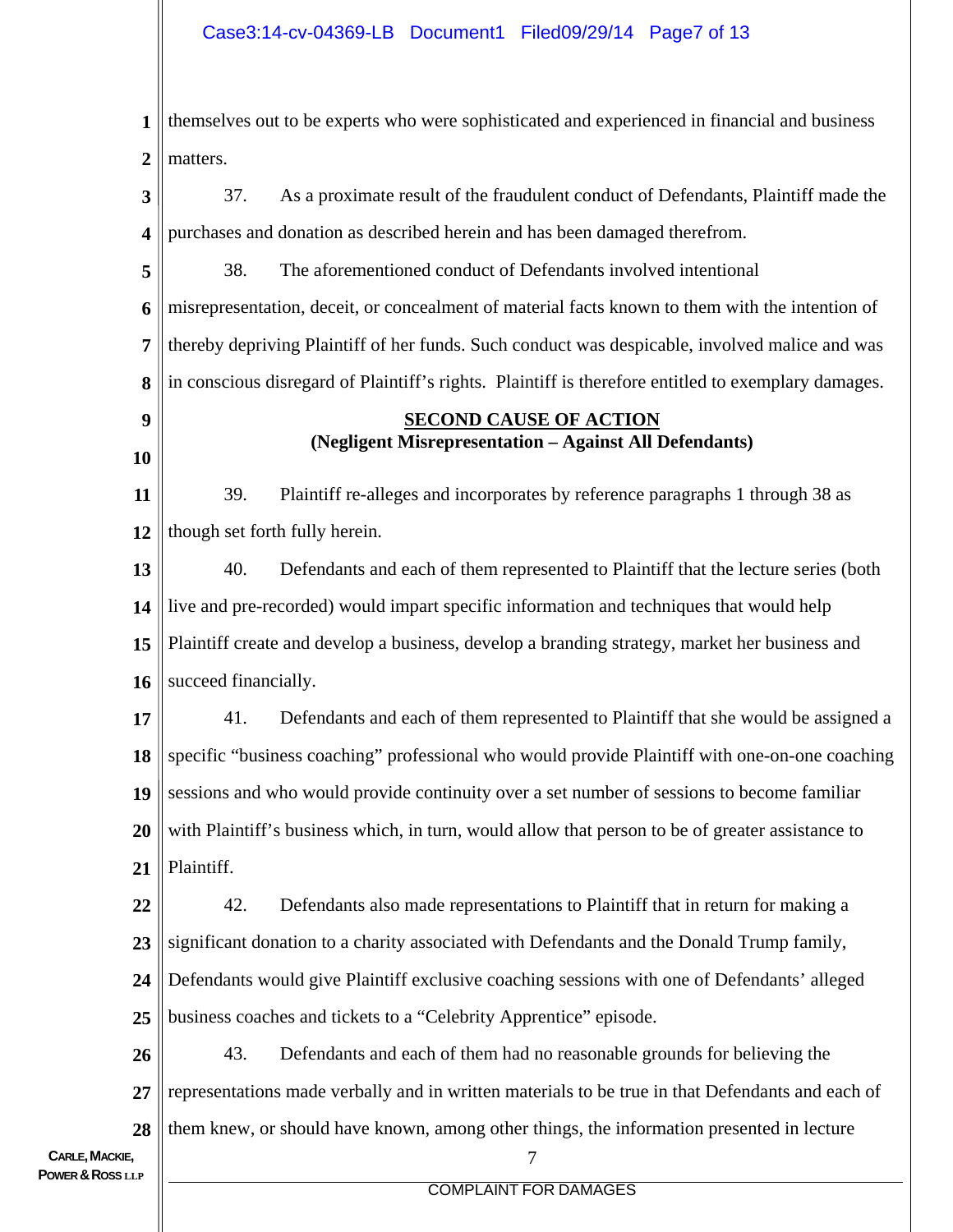themselves out to be experts who were sophisticated and experienced in financial and business matters.

37. As a proximate result of the fraudulent conduct of Defendants, Plaintiff made the purchases and donation as described herein and has been damaged therefrom.

38. The aforementioned conduct of Defendants involved intentional misrepresentation, deceit, or concealment of material facts known to them with the intention of thereby depriving Plaintiff of her funds. Such conduct was despicable, involved malice and was in conscious disregard of Plaintiff's rights. Plaintiff is therefore entitled to exemplary damages.

## SECOND CAUSE OF ACTION

**(Negligent Misrepresentation – Against All Defendants)**

39. Plaintiff re-alleges and incorporates by reference paragraphs 1 through 38 as though set forth fully herein.

40. Defendants and each of them represented to Plaintiff that the lecture series (both live and pre-recorded) would impart specific information and techniques that would help Plaintiff create and develop a business, develop a branding strategy, market her business and succeed financially.

41. Defendants and each of them represented to Plaintiff that she would be assigned a specific "business coaching" professional who would provide Plaintiff with one-on-one coaching sessions and who would provide continuity over a set number of sessions to become familiar with Plaintiff's business which, in turn, would allow that person to be of greater assistance to Plaintiff.

42. Defendants also made representations to Plaintiff that in return for making a significant donation to a charity associated with Defendants and the Donald Trump family, Defendants would give Plaintiff exclusive coaching sessions with one of Defendants' alleged business coaches and tickets to a "Celebrity Apprentice" episode.

43. Defendants and each of them had no reasonable grounds for believing the representations made verbally and in written materials to be true in that Defendants and each of them knew, or should have known, among other things, the information presented in lecture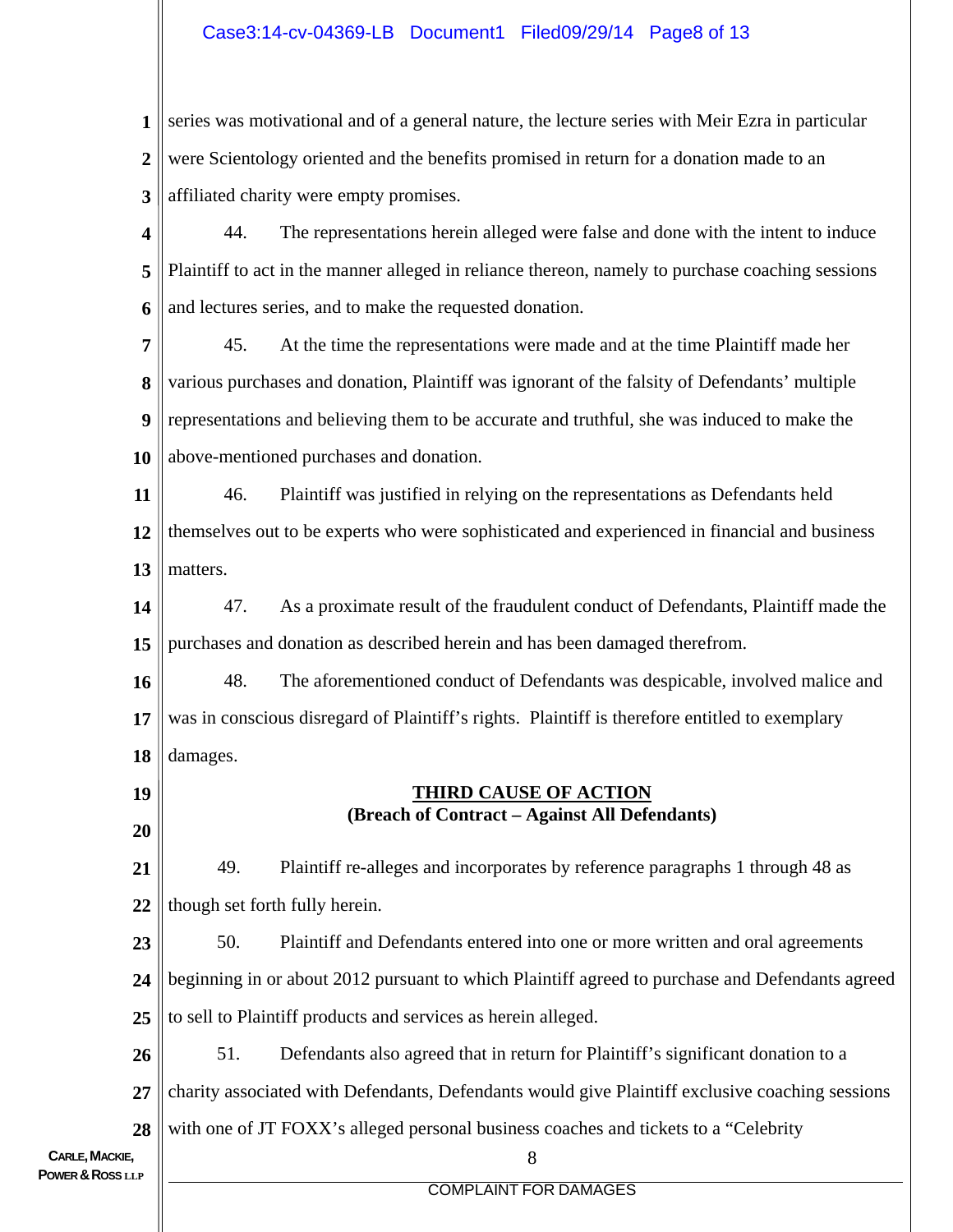series was motivational and of a general nature, the lecture series with Meir Ezra in particular were Scientology oriented and the benefits promised in return for a donation made to an affiliated charity were empty promises.

44. The representations herein alleged were false and done with the intent to induce Plaintiff to act in the manner alleged in reliance thereon, namely to purchase coaching sessions and lectures series, and to make the requested donation.

45. At the time the representations were made and at the time Plaintiff made her various purchases and donation, Plaintiff was ignorant of the falsity of Defendants' multiple representations and believing them to be accurate and truthful, she was induced to make the above-mentioned purchases and donation.

46. Plaintiff was justified in relying on the representations as Defendants held themselves out to be experts who were sophisticated and experienced in financial and business matters.

47. As a proximate result of the fraudulent conduct of Defendants, Plaintiff made the purchases and donation as described herein and has been damaged therefrom.

48. The aforementioned conduct of Defendants was despicable, involved malice and was in conscious disregard of Plaintiff's rights. Plaintiff is therefore entitled to exemplary damages.

**THIRD CAUSE OF ACTION**
**(Breach of Contract – Against All Defendants)**

49. Plaintiff re-alleges and incorporates by reference paragraphs 1 through 48 as though set forth fully herein.

50. Plaintiff and Defendants entered into one or more written and oral agreements beginning in or about 2012 pursuant to which Plaintiff agreed to purchase and Defendants agreed to sell to Plaintiff products and services as herein alleged.

51. Defendants also agreed that in return for Plaintiff's significant donation to a charity associated with Defendants, Defendants would give Plaintiff exclusive coaching sessions with one of JT FOXX's alleged personal business coaches and tickets to a "Celebrity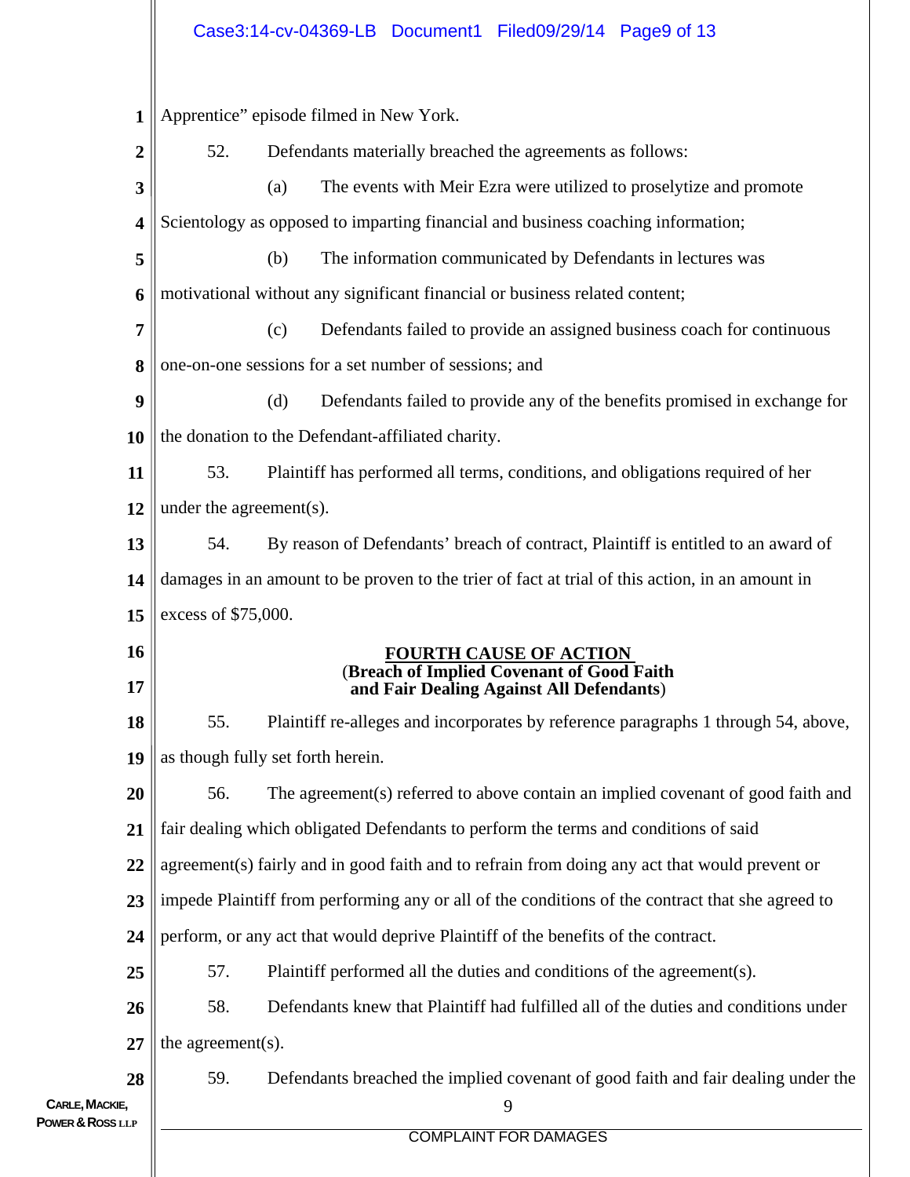Apprentice" episode filmed in New York.

52. Defendants materially breached the agreements as follows:

(a) The events with Meir Ezra were utilized to proselytize and promote Scientology as opposed to imparting financial and business coaching information;

(b) The information communicated by Defendants in lectures was motivational without any significant financial or business related content;

(c) Defendants failed to provide an assigned business coach for continuous one-on-one sessions for a set number of sessions; and

(d) Defendants failed to provide any of the benefits promised in exchange for the donation to the Defendant-affiliated charity.

53. Plaintiff has performed all terms, conditions, and obligations required of her under the agreement(s).

54. By reason of Defendants' breach of contract, Plaintiff is entitled to an award of damages in an amount to be proven to the trier of fact at trial of this action, in an amount in excess of $75,000.

## FOURTH CAUSE OF ACTION
**(Breach of Implied Covenant of Good Faith and Fair Dealing Against All Defendants)**

55. Plaintiff re-alleges and incorporates by reference paragraphs 1 through 54, above, as though fully set forth herein.

56. The agreement(s) referred to above contain an implied covenant of good faith and fair dealing which obligated Defendants to perform the terms and conditions of said agreement(s) fairly and in good faith and to refrain from doing any act that would prevent or impede Plaintiff from performing any or all of the conditions of the contract that she agreed to perform, or any act that would deprive Plaintiff of the benefits of the contract.

57. Plaintiff performed all the duties and conditions of the agreement(s).

58. Defendants knew that Plaintiff had fulfilled all of the duties and conditions under the agreement(s).

59. Defendants breached the implied covenant of good faith and fair dealing under the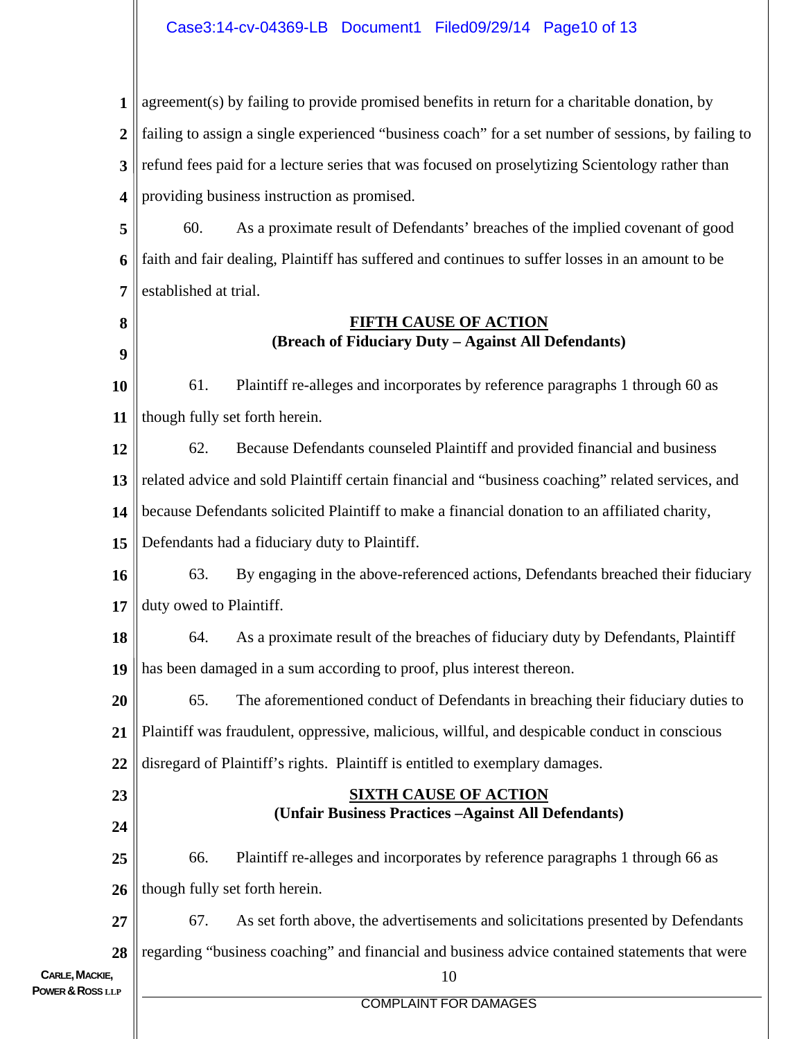agreement(s) by failing to provide promised benefits in return for a charitable donation, by failing to assign a single experienced "business coach" for a set number of sessions, by failing to refund fees paid for a lecture series that was focused on proselytizing Scientology rather than providing business instruction as promised.

60. As a proximate result of Defendants' breaches of the implied covenant of good faith and fair dealing, Plaintiff has suffered and continues to suffer losses in an amount to be established at trial.

**FIFTH CAUSE OF ACTION**
**(Breach of Fiduciary Duty – Against All Defendants)**

61. Plaintiff re-alleges and incorporates by reference paragraphs 1 through 60 as though fully set forth herein.

62. Because Defendants counseled Plaintiff and provided financial and business related advice and sold Plaintiff certain financial and "business coaching" related services, and because Defendants solicited Plaintiff to make a financial donation to an affiliated charity, Defendants had a fiduciary duty to Plaintiff.

63. By engaging in the above-referenced actions, Defendants breached their fiduciary duty owed to Plaintiff.

64. As a proximate result of the breaches of fiduciary duty by Defendants, Plaintiff has been damaged in a sum according to proof, plus interest thereon.

65. The aforementioned conduct of Defendants in breaching their fiduciary duties to Plaintiff was fraudulent, oppressive, malicious, willful, and despicable conduct in conscious disregard of Plaintiff's rights. Plaintiff is entitled to exemplary damages.

**SIXTH CAUSE OF ACTION**
**(Unfair Business Practices –Against All Defendants)**

66. Plaintiff re-alleges and incorporates by reference paragraphs 1 through 66 as though fully set forth herein.

67. As set forth above, the advertisements and solicitations presented by Defendants regarding "business coaching" and financial and business advice contained statements that were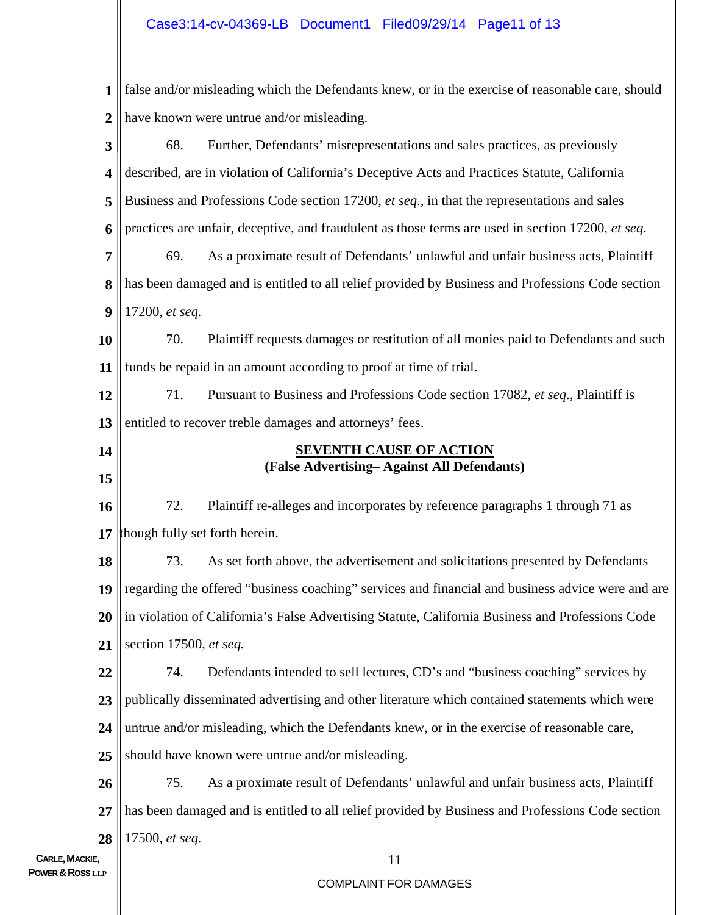false and/or misleading which the Defendants knew, or in the exercise of reasonable care, should have known were untrue and/or misleading.

68. Further, Defendants' misrepresentations and sales practices, as previously described, are in violation of California's Deceptive Acts and Practices Statute, California Business and Professions Code section 17200, *et seq*., in that the representations and sales practices are unfair, deceptive, and fraudulent as those terms are used in section 17200, *et seq.*

69. As a proximate result of Defendants' unlawful and unfair business acts, Plaintiff has been damaged and is entitled to all relief provided by Business and Professions Code section 17200, *et seq.*

70. Plaintiff requests damages or restitution of all monies paid to Defendants and such funds be repaid in an amount according to proof at time of trial.

71. Pursuant to Business and Professions Code section 17082, *et seq*., Plaintiff is entitled to recover treble damages and attorneys' fees.

**SEVENTH CAUSE OF ACTION**
**(False Advertising– Against All Defendants)**

72. Plaintiff re-alleges and incorporates by reference paragraphs 1 through 71 as though fully set forth herein.

73. As set forth above, the advertisement and solicitations presented by Defendants regarding the offered "business coaching" services and financial and business advice were and are in violation of California's False Advertising Statute, California Business and Professions Code section 17500, *et seq.*

74. Defendants intended to sell lectures, CD's and "business coaching" services by publically disseminated advertising and other literature which contained statements which were untrue and/or misleading, which the Defendants knew, or in the exercise of reasonable care, should have known were untrue and/or misleading.

75. As a proximate result of Defendants' unlawful and unfair business acts, Plaintiff has been damaged and is entitled to all relief provided by Business and Professions Code section 17500, *et seq.*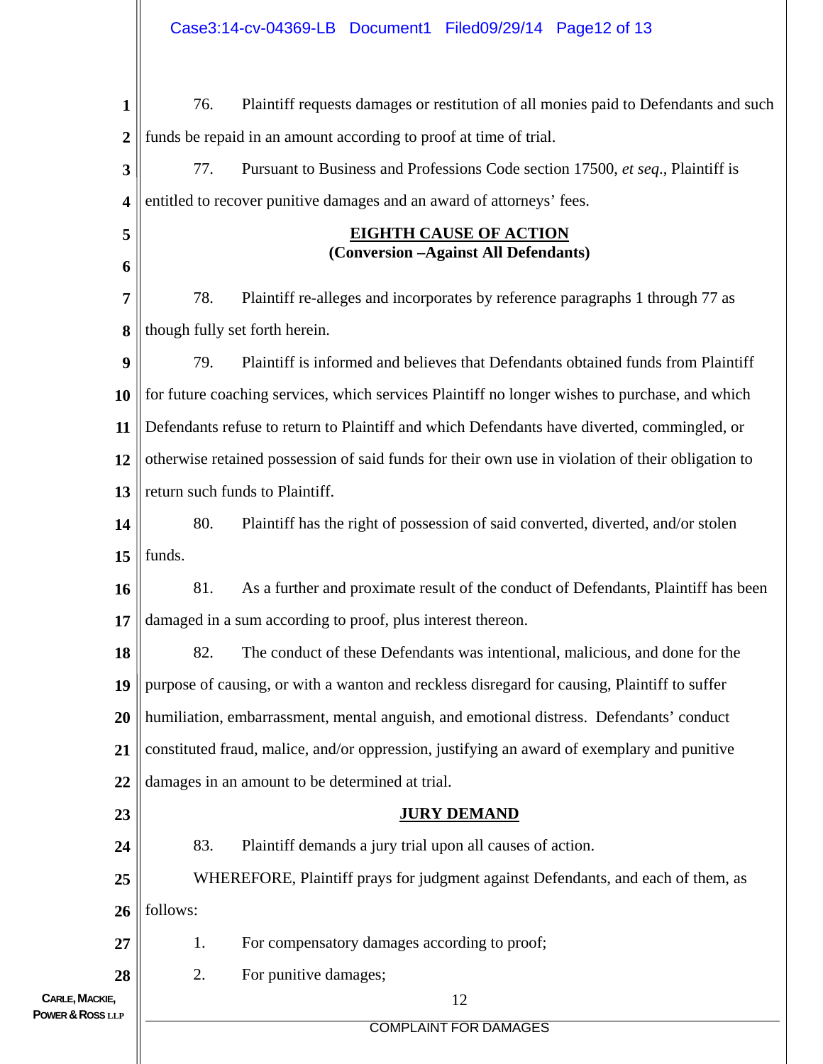76. Plaintiff requests damages or restitution of all monies paid to Defendants and such funds be repaid in an amount according to proof at time of trial.

77. Pursuant to Business and Professions Code section 17500, *et seq*., Plaintiff is entitled to recover punitive damages and an award of attorneys' fees.

**EIGHTH CAUSE OF ACTION**
**(Conversion –Against All Defendants)**

78. Plaintiff re-alleges and incorporates by reference paragraphs 1 through 77 as though fully set forth herein.

79. Plaintiff is informed and believes that Defendants obtained funds from Plaintiff for future coaching services, which services Plaintiff no longer wishes to purchase, and which Defendants refuse to return to Plaintiff and which Defendants have diverted, commingled, or otherwise retained possession of said funds for their own use in violation of their obligation to return such funds to Plaintiff.

80. Plaintiff has the right of possession of said converted, diverted, and/or stolen funds.

81. As a further and proximate result of the conduct of Defendants, Plaintiff has been damaged in a sum according to proof, plus interest thereon.

82. The conduct of these Defendants was intentional, malicious, and done for the purpose of causing, or with a wanton and reckless disregard for causing, Plaintiff to suffer humiliation, embarrassment, mental anguish, and emotional distress. Defendants' conduct constituted fraud, malice, and/or oppression, justifying an award of exemplary and punitive damages in an amount to be determined at trial.

**JURY DEMAND**

83. Plaintiff demands a jury trial upon all causes of action.

WHEREFORE, Plaintiff prays for judgment against Defendants, and each of them, as follows:

1. For compensatory damages according to proof;
2. For punitive damages;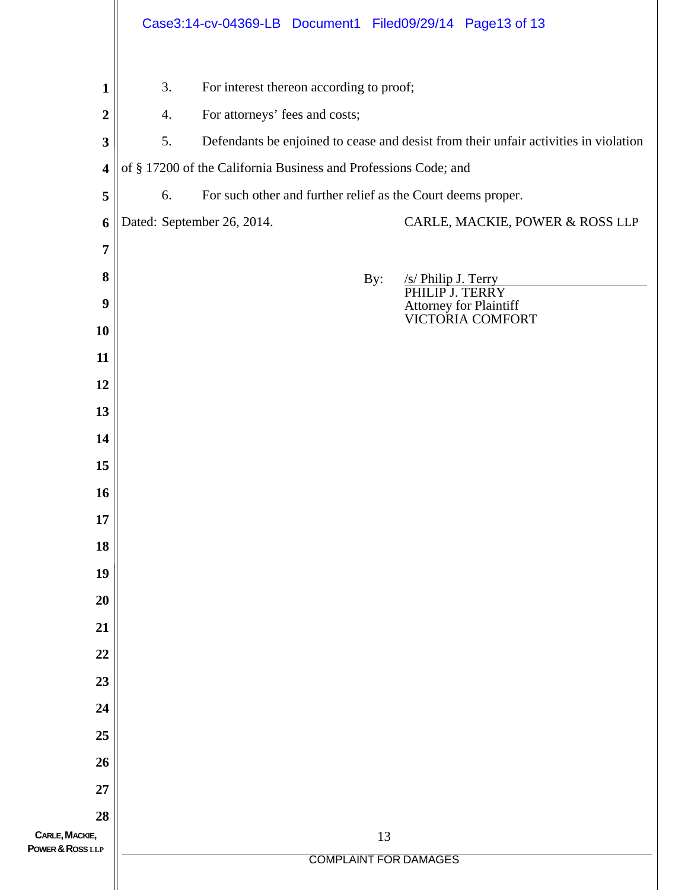3. For interest thereon according to proof;

4. For attorneys' fees and costs;

5. Defendants be enjoined to cease and desist from their unfair activities in violation of § 17200 of the California Business and Professions Code; and

6. For such other and further relief as the Court deems proper.

Dated: September 26, 2014.

CARLE, MACKIE, POWER & ROSS LLP

By: /s/ Philip J. Terry
PHILIP J. TERRY
Attorney for Plaintiff
VICTORIA COMFORT